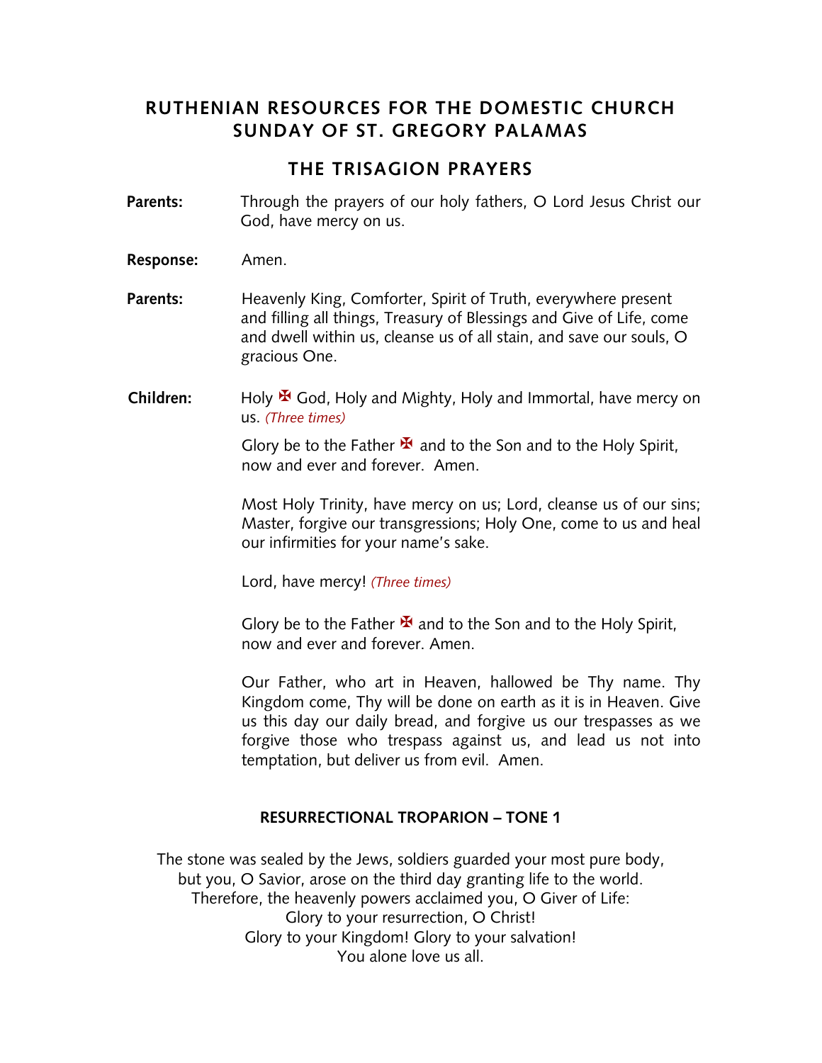# RUTHENIAN RESOURCES FOR THE DOMESTIC CHURCH
# SUNDAY OF ST. GREGORY PALAMAS

## THE TRISAGION PRAYERS

**Parents:** Through the prayers of our holy fathers, O Lord Jesus Christ our God, have mercy on us.

**Response:** Amen.

**Parents:** Heavenly King, Comforter, Spirit of Truth, everywhere present and filling all things, Treasury of Blessings and Give of Life, come and dwell within us, cleanse us of all stain, and save our souls, O gracious One.

**Children:** Holy ✠ God, Holy and Mighty, Holy and Immortal, have mercy on us. *(Three times)*

Glory be to the Father ✠ and to the Son and to the Holy Spirit, now and ever and forever. Amen.

Most Holy Trinity, have mercy on us; Lord, cleanse us of our sins; Master, forgive our transgressions; Holy One, come to us and heal our infirmities for your name's sake.

Lord, have mercy! *(Three times)*

Glory be to the Father ✠ and to the Son and to the Holy Spirit, now and ever and forever. Amen.

Our Father, who art in Heaven, hallowed be Thy name. Thy Kingdom come, Thy will be done on earth as it is in Heaven. Give us this day our daily bread, and forgive us our trespasses as we forgive those who trespass against us, and lead us not into temptation, but deliver us from evil. Amen.

### RESURRECTIONAL TROPARION – TONE 1

The stone was sealed by the Jews, soldiers guarded your most pure body,
but you, O Savior, arose on the third day granting life to the world.
Therefore, the heavenly powers acclaimed you, O Giver of Life:
Glory to your resurrection, O Christ!
Glory to your Kingdom! Glory to your salvation!
You alone love us all.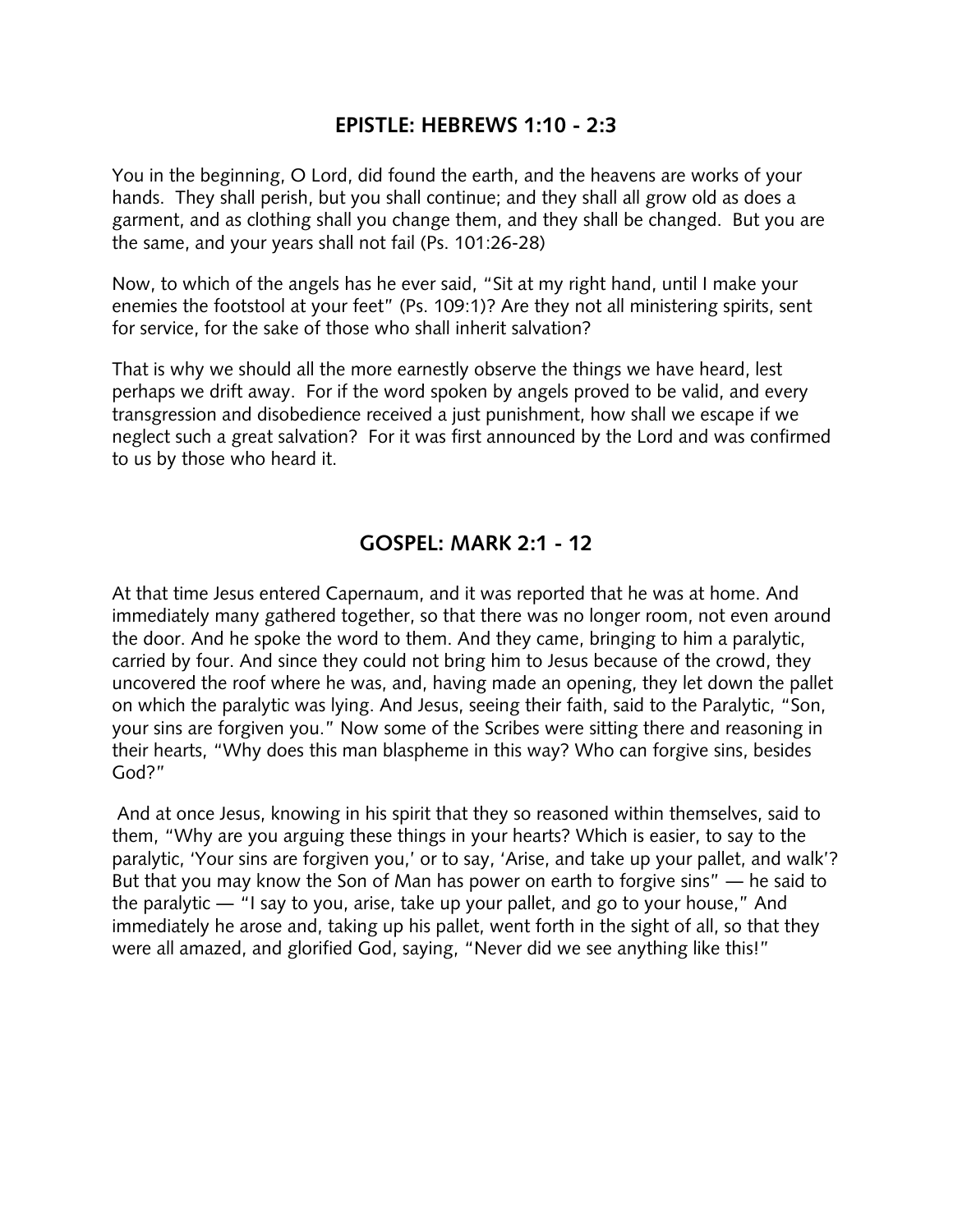## EPISTLE: HEBREWS 1:10 - 2:3

You in the beginning, O Lord, did found the earth, and the heavens are works of your hands. They shall perish, but you shall continue; and they shall all grow old as does a garment, and as clothing shall you change them, and they shall be changed. But you are the same, and your years shall not fail (Ps. 101:26-28)

Now, to which of the angels has he ever said, "Sit at my right hand, until I make your enemies the footstool at your feet" (Ps. 109:1)? Are they not all ministering spirits, sent for service, for the sake of those who shall inherit salvation?

That is why we should all the more earnestly observe the things we have heard, lest perhaps we drift away. For if the word spoken by angels proved to be valid, and every transgression and disobedience received a just punishment, how shall we escape if we neglect such a great salvation? For it was first announced by the Lord and was confirmed to us by those who heard it.

## GOSPEL: MARK 2:1 - 12

At that time Jesus entered Capernaum, and it was reported that he was at home. And immediately many gathered together, so that there was no longer room, not even around the door. And he spoke the word to them. And they came, bringing to him a paralytic, carried by four. And since they could not bring him to Jesus because of the crowd, they uncovered the roof where he was, and, having made an opening, they let down the pallet on which the paralytic was lying. And Jesus, seeing their faith, said to the Paralytic, "Son, your sins are forgiven you." Now some of the Scribes were sitting there and reasoning in their hearts, "Why does this man blaspheme in this way? Who can forgive sins, besides God?"

And at once Jesus, knowing in his spirit that they so reasoned within themselves, said to them, "Why are you arguing these things in your hearts? Which is easier, to say to the paralytic, 'Your sins are forgiven you,' or to say, 'Arise, and take up your pallet, and walk'? But that you may know the Son of Man has power on earth to forgive sins" — he said to the paralytic — "I say to you, arise, take up your pallet, and go to your house," And immediately he arose and, taking up his pallet, went forth in the sight of all, so that they were all amazed, and glorified God, saying, "Never did we see anything like this!"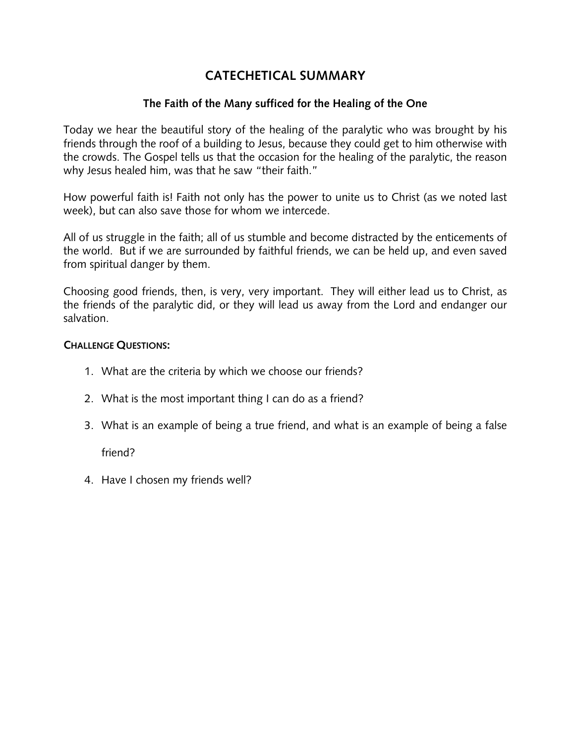# CATECHETICAL SUMMARY

## The Faith of the Many sufficed for the Healing of the One

Today we hear the beautiful story of the healing of the paralytic who was brought by his friends through the roof of a building to Jesus, because they could get to him otherwise with the crowds. The Gospel tells us that the occasion for the healing of the paralytic, the reason why Jesus healed him, was that he saw "their faith."

How powerful faith is! Faith not only has the power to unite us to Christ (as we noted last week), but can also save those for whom we intercede.

All of us struggle in the faith; all of us stumble and become distracted by the enticements of the world. But if we are surrounded by faithful friends, we can be held up, and even saved from spiritual danger by them.

Choosing good friends, then, is very, very important. They will either lead us to Christ, as the friends of the paralytic did, or they will lead us away from the Lord and endanger our salvation.

**CHALLENGE QUESTIONS:**

1. What are the criteria by which we choose our friends?
2. What is the most important thing I can do as a friend?
3. What is an example of being a true friend, and what is an example of being a false friend?
4. Have I chosen my friends well?